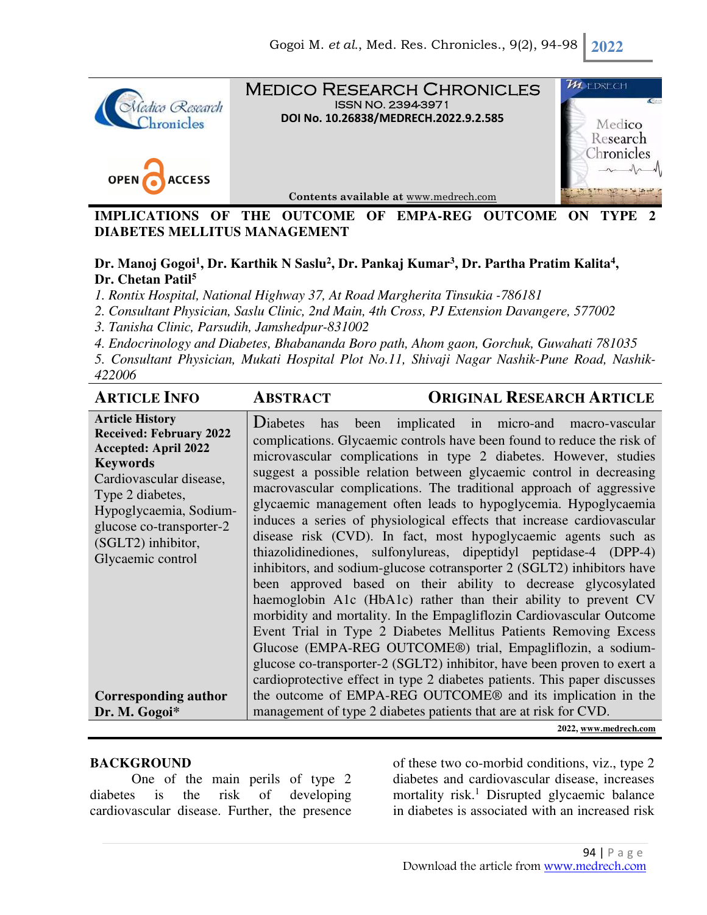# MEDICO RESEARCH CHRONICLES

ISSN NO. 2394-3971

DOI No. 10.26838/MEDRECH.2022.9.2.585

Contents available at www.medrech.com

## IMPLICATIONS OF THE OUTCOME OF EMPA-REG OUTCOME ON TYPE 2 DIABETES MELLITUS MANAGEMENT

**Dr. Manoj Gogoi[1], Dr. Karthik N Saslu[2], Dr. Pankaj Kumar[3], Dr. Partha Pratim Kalita[4], Dr. Chetan Patil[5]**

*1. Rontix Hospital, National Highway 37, At Road Margherita Tinsukia -786181*

*2. Consultant Physician, Saslu Clinic, 2nd Main, 4th Cross, PJ Extension Davangere, 577002*

*3. Tanisha Clinic, Parsudih, Jamshedpur-831002*

*4. Endocrinology and Diabetes, Bhabananda Boro path, Ahom gaon, Gorchuk, Guwahati 781035*

*5. Consultant Physician, Mukati Hospital Plot No.11, Shivaji Nagar Nashik-Pune Road, Nashik-422006*

**ARTICLE INFO**

**Article History**
**Received: February 2022**
**Accepted: April 2022**

**Keywords**
Cardiovascular disease, Type 2 diabetes, Hypoglycaemia, Sodium-glucose co-transporter-2 (SGLT2) inhibitor, Glycaemic control

**Corresponding author**
**Dr. M. Gogoi***

**ABSTRACT** — **ORIGINAL RESEARCH ARTICLE**

Diabetes has been implicated in micro-and macro-vascular complications. Glycaemic controls have been found to reduce the risk of microvascular complications in type 2 diabetes. However, studies suggest a possible relation between glycaemic control in decreasing macrovascular complications. The traditional approach of aggressive glycaemic management often leads to hypoglycemia. Hypoglycaemia induces a series of physiological effects that increase cardiovascular disease risk (CVD). In fact, most hypoglycaemic agents such as thiazolidinediones, sulfonylureas, dipeptidyl peptidase-4 (DPP-4) inhibitors, and sodium-glucose cotransporter 2 (SGLT2) inhibitors have been approved based on their ability to decrease glycosylated haemoglobin A1c (HbA1c) rather than their ability to prevent CV morbidity and mortality. In the Empagliflozin Cardiovascular Outcome Event Trial in Type 2 Diabetes Mellitus Patients Removing Excess Glucose (EMPA-REG OUTCOME®) trial, Empagliflozin, a sodium-glucose co-transporter-2 (SGLT2) inhibitor, have been proven to exert a cardioprotective effect in type 2 diabetes patients. This paper discusses the outcome of EMPA-REG OUTCOME® and its implication in the management of type 2 diabetes patients that are at risk for CVD.

2022, www.medrech.com

## BACKGROUND

One of the main perils of type 2 diabetes is the risk of developing cardiovascular disease. Further, the presence of these two co-morbid conditions, viz., type 2 diabetes and cardiovascular disease, increases mortality risk.[1] Disrupted glycaemic balance in diabetes is associated with an increased risk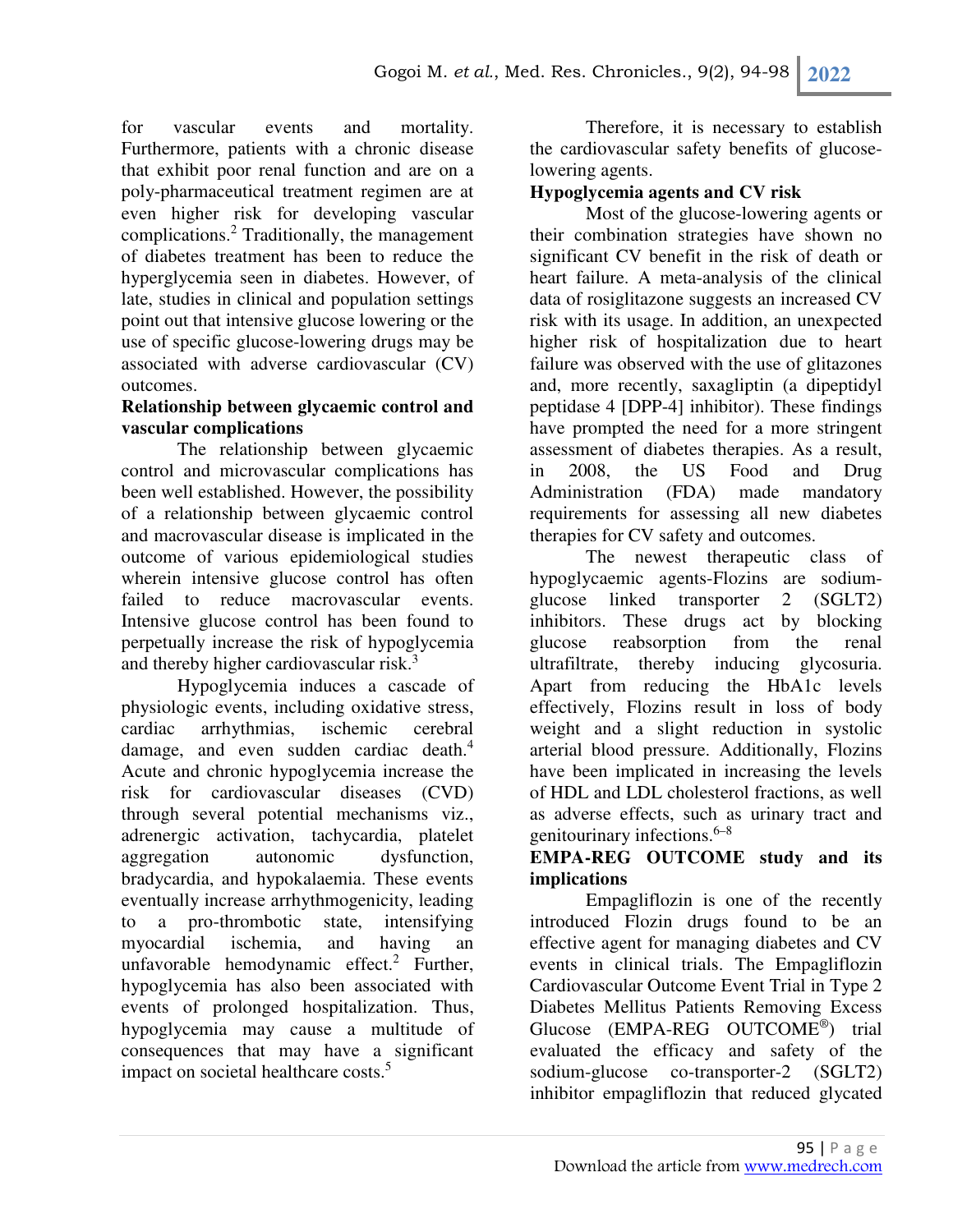for vascular events and mortality. Furthermore, patients with a chronic disease that exhibit poor renal function and are on a poly-pharmaceutical treatment regimen are at even higher risk for developing vascular complications.[2] Traditionally, the management of diabetes treatment has been to reduce the hyperglycemia seen in diabetes. However, of late, studies in clinical and population settings point out that intensive glucose lowering or the use of specific glucose-lowering drugs may be associated with adverse cardiovascular (CV) outcomes.

**Relationship between glycaemic control and vascular complications**

The relationship between glycaemic control and microvascular complications has been well established. However, the possibility of a relationship between glycaemic control and macrovascular disease is implicated in the outcome of various epidemiological studies wherein intensive glucose control has often failed to reduce macrovascular events. Intensive glucose control has been found to perpetually increase the risk of hypoglycemia and thereby higher cardiovascular risk.[3]

Hypoglycemia induces a cascade of physiologic events, including oxidative stress, cardiac arrhythmias, ischemic cerebral damage, and even sudden cardiac death.[4] Acute and chronic hypoglycemia increase the risk for cardiovascular diseases (CVD) through several potential mechanisms viz., adrenergic activation, tachycardia, platelet aggregation autonomic dysfunction, bradycardia, and hypokalaemia. These events eventually increase arrhythmogenicity, leading to a pro-thrombotic state, intensifying myocardial ischemia, and having an unfavorable hemodynamic effect.[2] Further, hypoglycemia has also been associated with events of prolonged hospitalization. Thus, hypoglycemia may cause a multitude of consequences that may have a significant impact on societal healthcare costs.[5]

Therefore, it is necessary to establish the cardiovascular safety benefits of glucose-lowering agents.

**Hypoglycemia agents and CV risk**

Most of the glucose-lowering agents or their combination strategies have shown no significant CV benefit in the risk of death or heart failure. A meta-analysis of the clinical data of rosiglitazone suggests an increased CV risk with its usage. In addition, an unexpected higher risk of hospitalization due to heart failure was observed with the use of glitazones and, more recently, saxagliptin (a dipeptidyl peptidase 4 [DPP-4] inhibitor). These findings have prompted the need for a more stringent assessment of diabetes therapies. As a result, in 2008, the US Food and Drug Administration (FDA) made mandatory requirements for assessing all new diabetes therapies for CV safety and outcomes.

The newest therapeutic class of hypoglycaemic agents-Flozins are sodium-glucose linked transporter 2 (SGLT2) inhibitors. These drugs act by blocking glucose reabsorption from the renal ultrafiltrate, thereby inducing glycosuria. Apart from reducing the HbA1c levels effectively, Flozins result in loss of body weight and a slight reduction in systolic arterial blood pressure. Additionally, Flozins have been implicated in increasing the levels of HDL and LDL cholesterol fractions, as well as adverse effects, such as urinary tract and genitourinary infections.[6–8]

**EMPA-REG OUTCOME study and its implications**

Empagliflozin is one of the recently introduced Flozin drugs found to be an effective agent for managing diabetes and CV events in clinical trials. The Empagliflozin Cardiovascular Outcome Event Trial in Type 2 Diabetes Mellitus Patients Removing Excess Glucose (EMPA-REG OUTCOME®) trial evaluated the efficacy and safety of the sodium-glucose co-transporter-2 (SGLT2) inhibitor empagliflozin that reduced glycated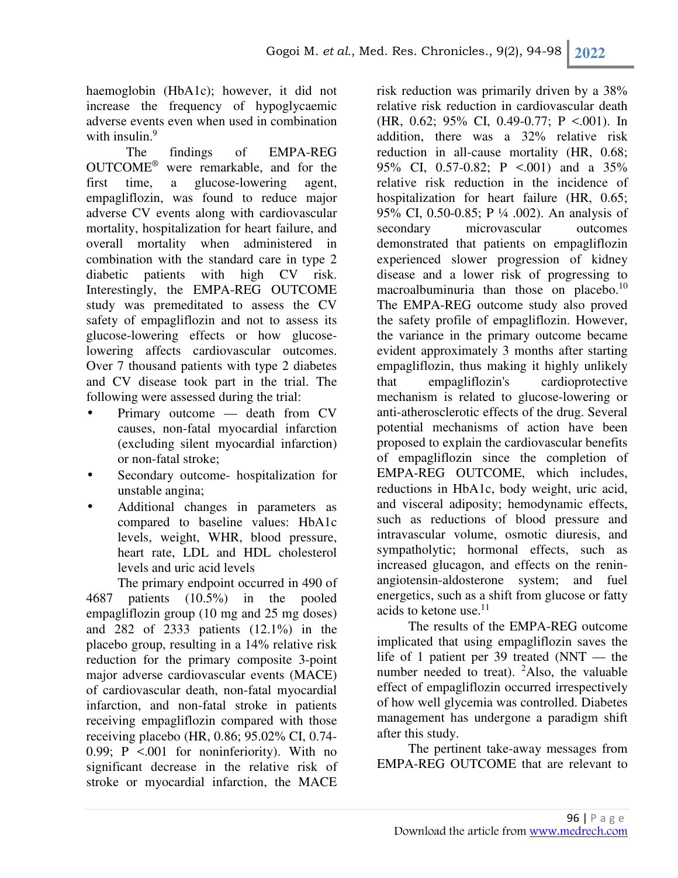haemoglobin (HbA1c); however, it did not increase the frequency of hypoglycaemic adverse events even when used in combination with insulin.[9]

The findings of EMPA-REG OUTCOME® were remarkable, and for the first time, a glucose-lowering agent, empagliflozin, was found to reduce major adverse CV events along with cardiovascular mortality, hospitalization for heart failure, and overall mortality when administered in combination with the standard care in type 2 diabetic patients with high CV risk. Interestingly, the EMPA-REG OUTCOME study was premeditated to assess the CV safety of empagliflozin and not to assess its glucose-lowering effects or how glucose-lowering affects cardiovascular outcomes. Over 7 thousand patients with type 2 diabetes and CV disease took part in the trial. The following were assessed during the trial:

- Primary outcome — death from CV causes, non-fatal myocardial infarction (excluding silent myocardial infarction) or non-fatal stroke;
- Secondary outcome- hospitalization for unstable angina;
- Additional changes in parameters as compared to baseline values: HbA1c levels, weight, WHR, blood pressure, heart rate, LDL and HDL cholesterol levels and uric acid levels

The primary endpoint occurred in 490 of 4687 patients (10.5%) in the pooled empagliflozin group (10 mg and 25 mg doses) and 282 of 2333 patients (12.1%) in the placebo group, resulting in a 14% relative risk reduction for the primary composite 3-point major adverse cardiovascular events (MACE) of cardiovascular death, non-fatal myocardial infarction, and non-fatal stroke in patients receiving empagliflozin compared with those receiving placebo (HR, 0.86; 95.02% CI, 0.74-0.99; P <.001 for noninferiority). With no significant decrease in the relative risk of stroke or myocardial infarction, the MACE risk reduction was primarily driven by a 38% relative risk reduction in cardiovascular death (HR, 0.62; 95% CI, 0.49-0.77; P <.001). In addition, there was a 32% relative risk reduction in all-cause mortality (HR, 0.68; 95% CI, 0.57-0.82; P <.001) and a 35% relative risk reduction in the incidence of hospitalization for heart failure (HR, 0.65; 95% CI, 0.50-0.85; P ¼ .002). An analysis of secondary microvascular outcomes demonstrated that patients on empagliflozin experienced slower progression of kidney disease and a lower risk of progressing to macroalbuminuria than those on placebo.[10] The EMPA-REG outcome study also proved the safety profile of empagliflozin. However, the variance in the primary outcome became evident approximately 3 months after starting empagliflozin, thus making it highly unlikely that empagliflozin's cardioprotective mechanism is related to glucose-lowering or anti-atherosclerotic effects of the drug. Several potential mechanisms of action have been proposed to explain the cardiovascular benefits of empagliflozin since the completion of EMPA-REG OUTCOME, which includes, reductions in HbA1c, body weight, uric acid, and visceral adiposity; hemodynamic effects, such as reductions of blood pressure and intravascular volume, osmotic diuresis, and sympatholytic; hormonal effects, such as increased glucagon, and effects on the renin-angiotensin-aldosterone system; and fuel energetics, such as a shift from glucose or fatty acids to ketone use.[11]

The results of the EMPA-REG outcome implicated that using empagliflozin saves the life of 1 patient per 39 treated (NNT — the number needed to treat). [2]Also, the valuable effect of empagliflozin occurred irrespectively of how well glycemia was controlled. Diabetes management has undergone a paradigm shift after this study.

The pertinent take-away messages from EMPA-REG OUTCOME that are relevant to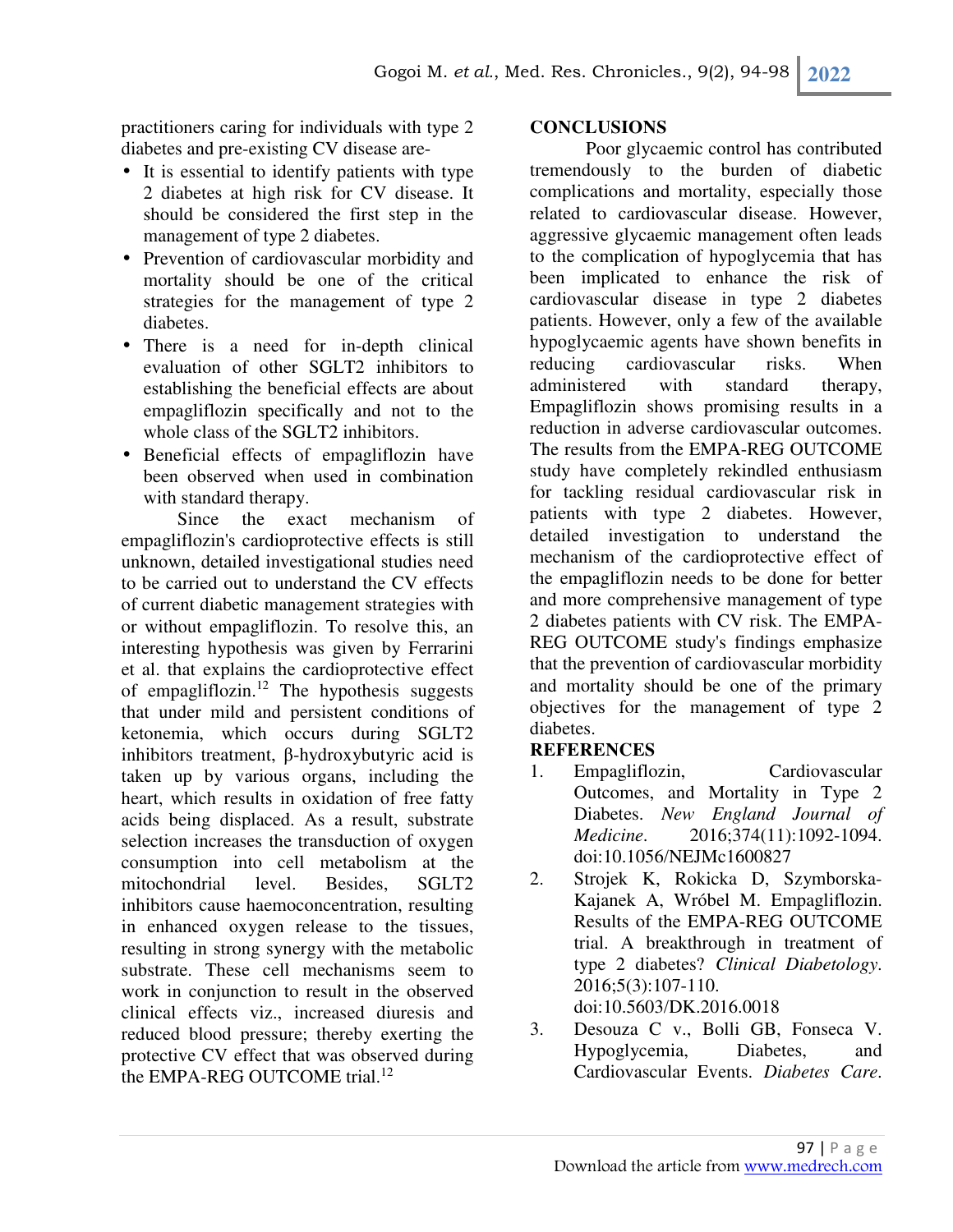practitioners caring for individuals with type 2 diabetes and pre-existing CV disease are-

- It is essential to identify patients with type 2 diabetes at high risk for CV disease. It should be considered the first step in the management of type 2 diabetes.
- Prevention of cardiovascular morbidity and mortality should be one of the critical strategies for the management of type 2 diabetes.
- There is a need for in-depth clinical evaluation of other SGLT2 inhibitors to establishing the beneficial effects are about empagliflozin specifically and not to the whole class of the SGLT2 inhibitors.
- Beneficial effects of empagliflozin have been observed when used in combination with standard therapy.

Since the exact mechanism of empagliflozin's cardioprotective effects is still unknown, detailed investigational studies need to be carried out to understand the CV effects of current diabetic management strategies with or without empagliflozin. To resolve this, an interesting hypothesis was given by Ferrarini et al. that explains the cardioprotective effect of empagliflozin.[12] The hypothesis suggests that under mild and persistent conditions of ketonemia, which occurs during SGLT2 inhibitors treatment, β-hydroxybutyric acid is taken up by various organs, including the heart, which results in oxidation of free fatty acids being displaced. As a result, substrate selection increases the transduction of oxygen consumption into cell metabolism at the mitochondrial level. Besides, SGLT2 inhibitors cause haemoconcentration, resulting in enhanced oxygen release to the tissues, resulting in strong synergy with the metabolic substrate. These cell mechanisms seem to work in conjunction to result in the observed clinical effects viz., increased diuresis and reduced blood pressure; thereby exerting the protective CV effect that was observed during the EMPA-REG OUTCOME trial.[12]

## CONCLUSIONS

Poor glycaemic control has contributed tremendously to the burden of diabetic complications and mortality, especially those related to cardiovascular disease. However, aggressive glycaemic management often leads to the complication of hypoglycemia that has been implicated to enhance the risk of cardiovascular disease in type 2 diabetes patients. However, only a few of the available hypoglycaemic agents have shown benefits in reducing cardiovascular risks. When administered with standard therapy, Empagliflozin shows promising results in a reduction in adverse cardiovascular outcomes. The results from the EMPA-REG OUTCOME study have completely rekindled enthusiasm for tackling residual cardiovascular risk in patients with type 2 diabetes. However, detailed investigation to understand the mechanism of the cardioprotective effect of the empagliflozin needs to be done for better and more comprehensive management of type 2 diabetes patients with CV risk. The EMPA-REG OUTCOME study's findings emphasize that the prevention of cardiovascular morbidity and mortality should be one of the primary objectives for the management of type 2 diabetes.

## REFERENCES

1. Empagliflozin, Cardiovascular Outcomes, and Mortality in Type 2 Diabetes. *New England Journal of Medicine*. 2016;374(11):1092-1094. doi:10.1056/NEJMc1600827
2. Strojek K, Rokicka D, Szymborska-Kajanek A, Wróbel M. Empagliflozin. Results of the EMPA-REG OUTCOME trial. A breakthrough in treatment of type 2 diabetes? *Clinical Diabetology*. 2016;5(3):107-110. doi:10.5603/DK.2016.0018
3. Desouza C v., Bolli GB, Fonseca V. Hypoglycemia, Diabetes, and Cardiovascular Events. *Diabetes Care*.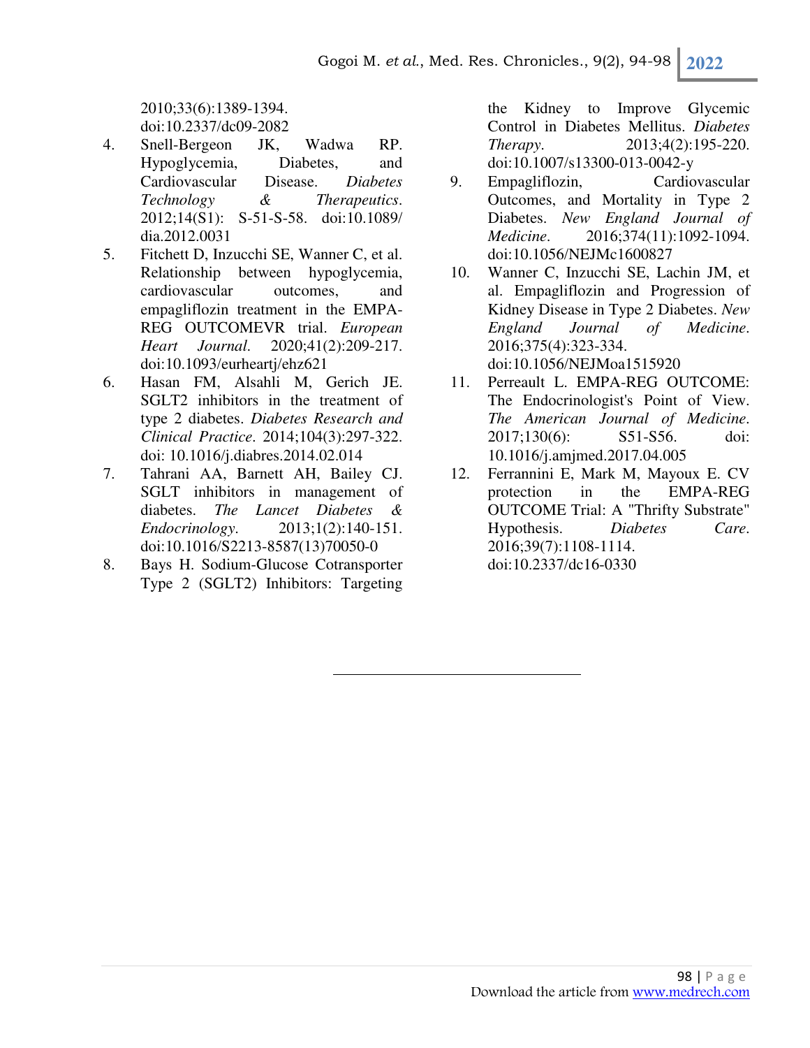2010;33(6):1389-1394. doi:10.2337/dc09-2082

4. Snell-Bergeon JK, Wadwa RP. Hypoglycemia, Diabetes, and Cardiovascular Disease. *Diabetes Technology & Therapeutics*. 2012;14(S1): S-51-S-58. doi:10.1089/dia.2012.0031
5. Fitchett D, Inzucchi SE, Wanner C, et al. Relationship between hypoglycemia, cardiovascular outcomes, and empagliflozin treatment in the EMPA-REG OUTCOMEVR trial. *European Heart Journal*. 2020;41(2):209-217. doi:10.1093/eurheartj/ehz621
6. Hasan FM, Alsahli M, Gerich JE. SGLT2 inhibitors in the treatment of type 2 diabetes. *Diabetes Research and Clinical Practice*. 2014;104(3):297-322. doi: 10.1016/j.diabres.2014.02.014
7. Tahrani AA, Barnett AH, Bailey CJ. SGLT inhibitors in management of diabetes. *The Lancet Diabetes & Endocrinology*. 2013;1(2):140-151. doi:10.1016/S2213-8587(13)70050-0
8. Bays H. Sodium-Glucose Cotransporter Type 2 (SGLT2) Inhibitors: Targeting the Kidney to Improve Glycemic Control in Diabetes Mellitus. *Diabetes Therapy*. 2013;4(2):195-220. doi:10.1007/s13300-013-0042-y
9. Empagliflozin, Cardiovascular Outcomes, and Mortality in Type 2 Diabetes. *New England Journal of Medicine*. 2016;374(11):1092-1094. doi:10.1056/NEJMc1600827
10. Wanner C, Inzucchi SE, Lachin JM, et al. Empagliflozin and Progression of Kidney Disease in Type 2 Diabetes. *New England Journal of Medicine*. 2016;375(4):323-334. doi:10.1056/NEJMoa1515920
11. Perreault L. EMPA-REG OUTCOME: The Endocrinologist's Point of View. *The American Journal of Medicine*. 2017;130(6): S51-S56. doi: 10.1016/j.amjmed.2017.04.005
12. Ferrannini E, Mark M, Mayoux E. CV protection in the EMPA-REG OUTCOME Trial: A "Thrifty Substrate" Hypothesis. *Diabetes Care*. 2016;39(7):1108-1114. doi:10.2337/dc16-0330

---

Download the article from [www.medrech.com](http://www.medrech.com)